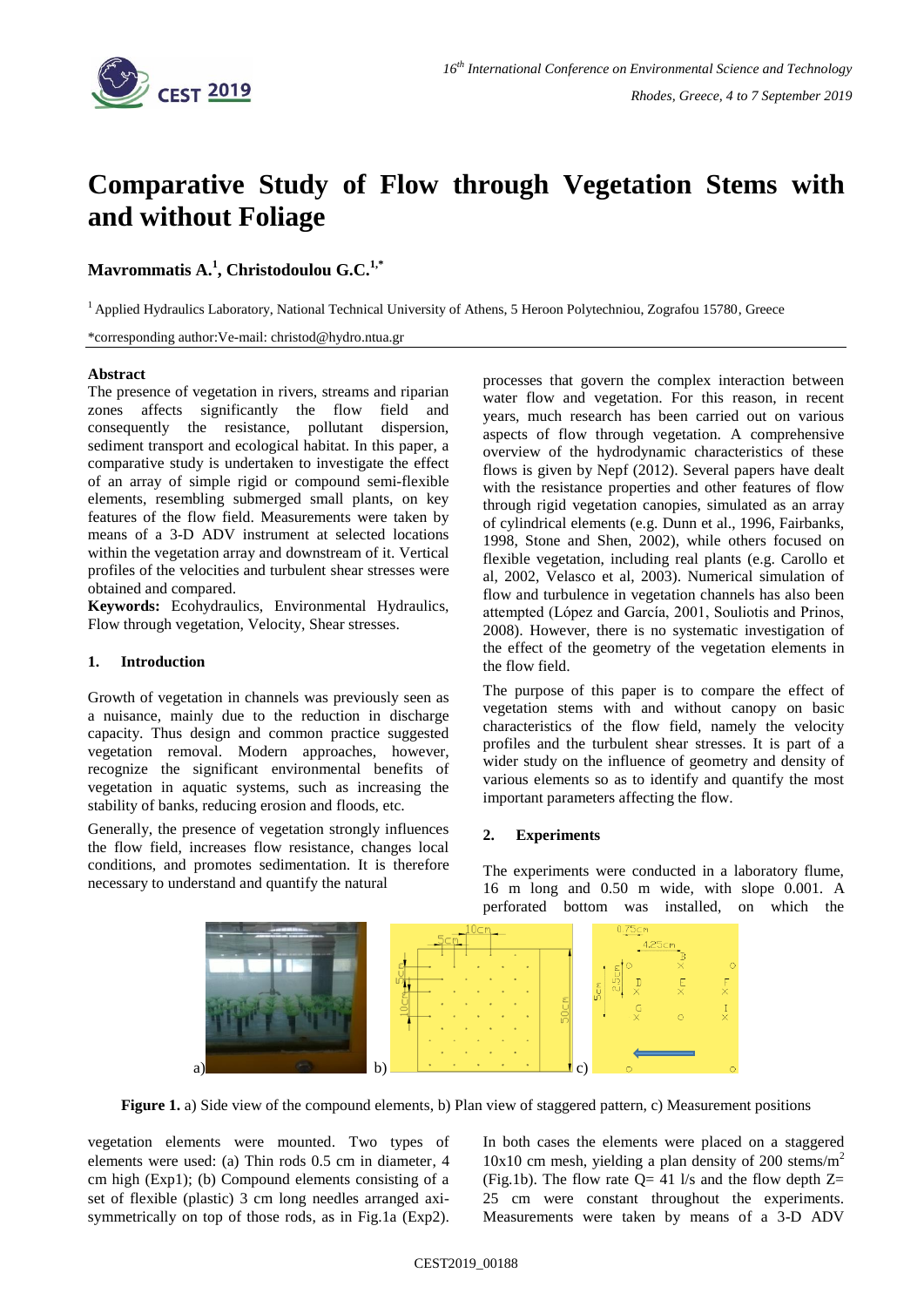# Comparative Study of Flow through Vegetation Stems with and without Foliage

**Mavrommatis A.[1], Christodoulou G.C.[1,*]**

[1] Applied Hydraulics Laboratory, National Technical University of Athens, 5 Heroon Polytechniou, Zografou 15780, Greece

*corresponding author:Ve-mail: christod@hydro.ntua.gr

## Abstract

The presence of vegetation in rivers, streams and riparian zones affects significantly the flow field and consequently the resistance, pollutant dispersion, sediment transport and ecological habitat. In this paper, a comparative study is undertaken to investigate the effect of an array of simple rigid or compound semi-flexible elements, resembling submerged small plants, on key features of the flow field. Measurements were taken by means of a 3-D ADV instrument at selected locations within the vegetation array and downstream of it. Vertical profiles of the velocities and turbulent shear stresses were obtained and compared.

**Keywords:** Ecohydraulics, Environmental Hydraulics, Flow through vegetation, Velocity, Shear stresses.

## 1. Introduction

Growth of vegetation in channels was previously seen as a nuisance, mainly due to the reduction in discharge capacity. Thus design and common practice suggested vegetation removal. Modern approaches, however, recognize the significant environmental benefits of vegetation in aquatic systems, such as increasing the stability of banks, reducing erosion and floods, etc.

Generally, the presence of vegetation strongly influences the flow field, increases flow resistance, changes local conditions, and promotes sedimentation. It is therefore necessary to understand and quantify the natural processes that govern the complex interaction between water flow and vegetation. For this reason, in recent years, much research has been carried out on various aspects of flow through vegetation. A comprehensive overview of the hydrodynamic characteristics of these flows is given by Nepf (2012). Several papers have dealt with the resistance properties and other features of flow through rigid vegetation canopies, simulated as an array of cylindrical elements (e.g. Dunn et al., 1996, Fairbanks, 1998, Stone and Shen, 2002), while others focused on flexible vegetation, including real plants (e.g. Carollo et al, 2002, Velasco et al, 2003). Numerical simulation of flow and turbulence in vegetation channels has also been attempted (López and García, 2001, Souliotis and Prinos, 2008). However, there is no systematic investigation of the effect of the geometry of the vegetation elements in the flow field.

The purpose of this paper is to compare the effect of vegetation stems with and without canopy on basic characteristics of the flow field, namely the velocity profiles and the turbulent shear stresses. It is part of a wider study on the influence of geometry and density of various elements so as to identify and quantify the most important parameters affecting the flow.

## 2. Experiments

The experiments were conducted in a laboratory flume, 16 m long and 0.50 m wide, with slope 0.001. A perforated bottom was installed, on which the vegetation elements were mounted. Two types of elements were used: (a) Thin rods 0.5 cm in diameter, 4 cm high (Exp1); (b) Compound elements consisting of a set of flexible (plastic) 3 cm long needles arranged axi-symmetrically on top of those rods, as in Fig.1a (Exp2). In both cases the elements were placed on a staggered 10x10 cm mesh, yielding a plan density of 200 stems/m$^2$ (Fig.1b). The flow rate Q= 41 l/s and the flow depth Z= 25 cm were constant throughout the experiments. Measurements were taken by means of a 3-D ADV

**Figure 1.** a) Side view of the compound elements, b) Plan view of staggered pattern, c) Measurement positions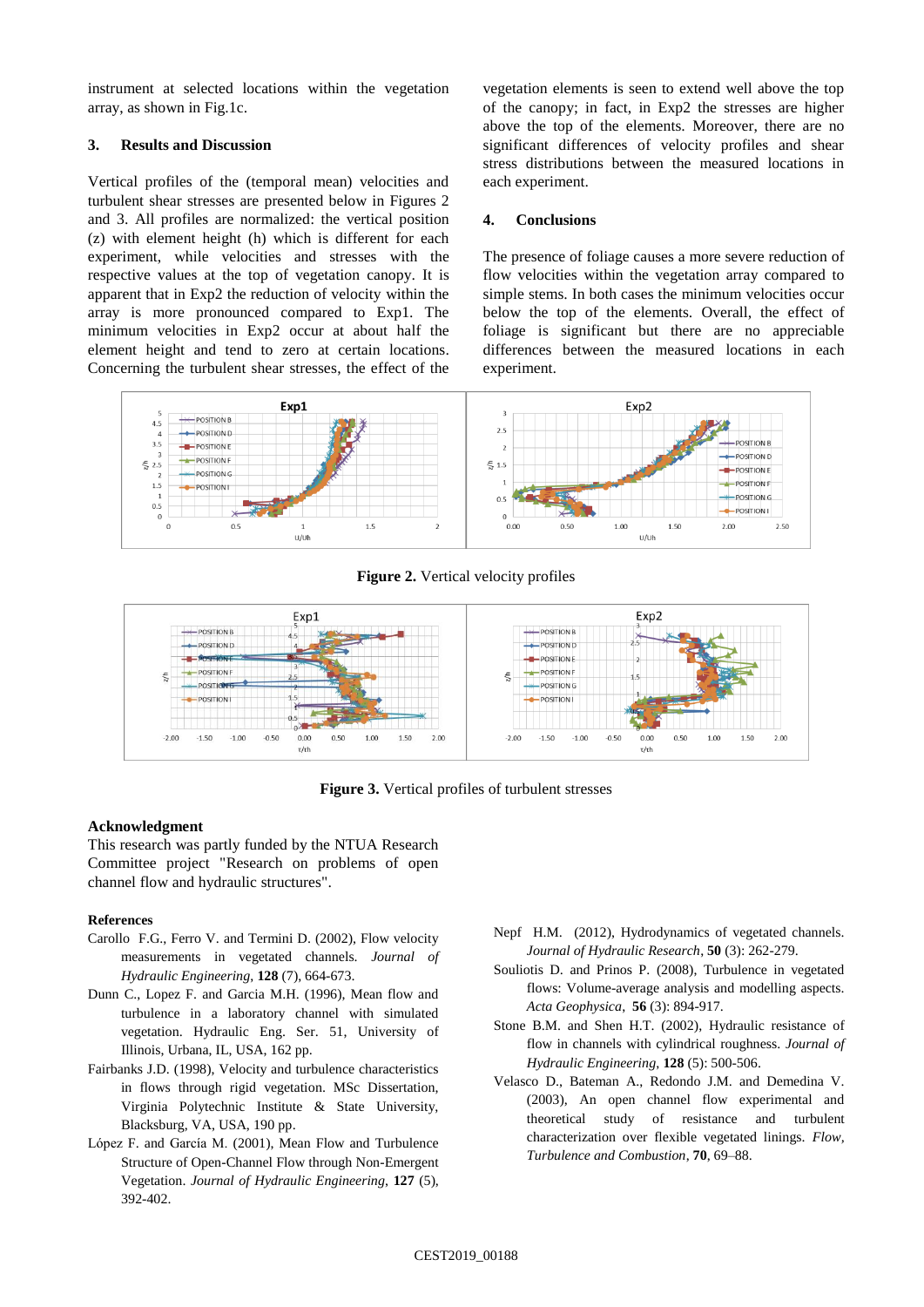instrument at selected locations within the vegetation array, as shown in Fig.1c.

## 3. Results and Discussion

Vertical profiles of the (temporal mean) velocities and turbulent shear stresses are presented below in Figures 2 and 3. All profiles are normalized: the vertical position (z) with element height (h) which is different for each experiment, while velocities and stresses with the respective values at the top of vegetation canopy. It is apparent that in Exp2 the reduction of velocity within the array is more pronounced compared to Exp1. The minimum velocities in Exp2 occur at about half the element height and tend to zero at certain locations. Concerning the turbulent shear stresses, the effect of the vegetation elements is seen to extend well above the top of the canopy; in fact, in Exp2 the stresses are higher above the top of the elements. Moreover, there are no significant differences of velocity profiles and shear stress distributions between the measured locations in each experiment.

## 4. Conclusions

The presence of foliage causes a more severe reduction of flow velocities within the vegetation array compared to simple stems. In both cases the minimum velocities occur below the top of the elements. Overall, the effect of foliage is significant but there are no appreciable differences between the measured locations in each experiment.

Exp1
POSITION B
POSITION D
POSITION E
POSITION F
POSITION G
POSITION I
z/h
U/Uh

Exp2
POSITION B
POSITION D
POSITION E
POSITION F
POSITION G
POSITION I
z/h
U/Uh

**Figure 2.** Vertical velocity profiles

Exp1
POSITION B
POSITION D
POSITION E
POSITION F
POSITION G
POSITION I
z/h
τ/τh

Exp2
POSITION B
POSITION D
POSITION E
POSITION F
POSITION G
POSITION I
z/h
τ/τh

**Figure 3.** Vertical profiles of turbulent stresses

### Acknowledgment

This research was partly funded by the NTUA Research Committee project "Research on problems of open channel flow and hydraulic structures".

### References

Carollo F.G., Ferro V. and Termini D. (2002), Flow velocity measurements in vegetated channels. *Journal of Hydraulic Engineering*, **128** (7), 664-673.

Dunn C., Lopez F. and Garcia M.H. (1996), Mean flow and turbulence in a laboratory channel with simulated vegetation. Hydraulic Eng. Ser. 51, University of Illinois, Urbana, IL, USA, 162 pp.

Fairbanks J.D. (1998), Velocity and turbulence characteristics in flows through rigid vegetation. MSc Dissertation, Virginia Polytechnic Institute & State University, Blacksburg, VA, USA, 190 pp.

López F. and García M. (2001), Mean Flow and Turbulence Structure of Open-Channel Flow through Non-Emergent Vegetation. *Journal of Hydraulic Engineering*, **127** (5), 392-402.

Nepf H.M. (2012), Hydrodynamics of vegetated channels. *Journal of Hydraulic Research*, **50** (3): 262-279.

Souliotis D. and Prinos P. (2008), Turbulence in vegetated flows: Volume-average analysis and modelling aspects. *Acta Geophysica*, **56** (3): 894-917.

Stone B.M. and Shen H.T. (2002), Hydraulic resistance of flow in channels with cylindrical roughness. *Journal of Hydraulic Engineering*, **128** (5): 500-506.

Velasco D., Bateman A., Redondo J.M. and Demedina V. (2003), An open channel flow experimental and theoretical study of resistance and turbulent characterization over flexible vegetated linings. *Flow, Turbulence and Combustion*, **70**, 69–88.